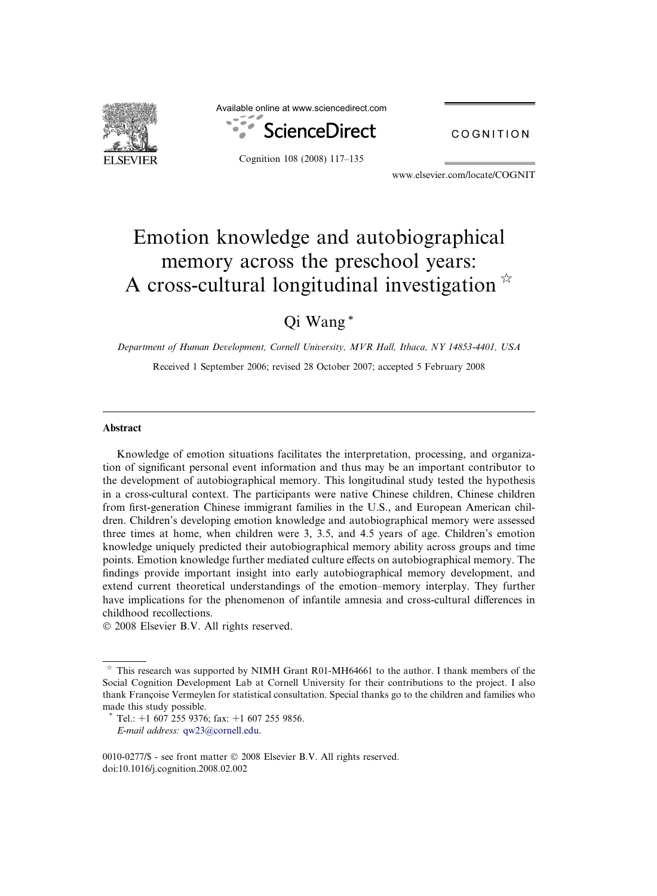# Emotion knowledge and autobiographical memory across the preschool years: A cross-cultural longitudinal investigation ☆

Qi Wang *

*Department of Human Development, Cornell University, MVR Hall, Ithaca, NY 14853-4401, USA*

Received 1 September 2006; revised 28 October 2007; accepted 5 February 2008

---

## Abstract

Knowledge of emotion situations facilitates the interpretation, processing, and organization of significant personal event information and thus may be an important contributor to the development of autobiographical memory. This longitudinal study tested the hypothesis in a cross-cultural context. The participants were native Chinese children, Chinese children from first-generation Chinese immigrant families in the U.S., and European American children. Children's developing emotion knowledge and autobiographical memory were assessed three times at home, when children were 3, 3.5, and 4.5 years of age. Children's emotion knowledge uniquely predicted their autobiographical memory ability across groups and time points. Emotion knowledge further mediated culture effects on autobiographical memory. The findings provide important insight into early autobiographical memory development, and extend current theoretical understandings of the emotion–memory interplay. They further have implications for the phenomenon of infantile amnesia and cross-cultural differences in childhood recollections.

© 2008 Elsevier B.V. All rights reserved.

---

☆ This research was supported by NIMH Grant R01-MH64661 to the author. I thank members of the Social Cognition Development Lab at Cornell University for their contributions to the project. I also thank Françoise Vermeylen for statistical consultation. Special thanks go to the children and families who made this study possible.

\* Tel.: +1 607 255 9376; fax: +1 607 255 9856.
*E-mail address:* qw23@cornell.edu.

0010-0277/$ - see front matter © 2008 Elsevier B.V. All rights reserved.
doi:10.1016/j.cognition.2008.02.002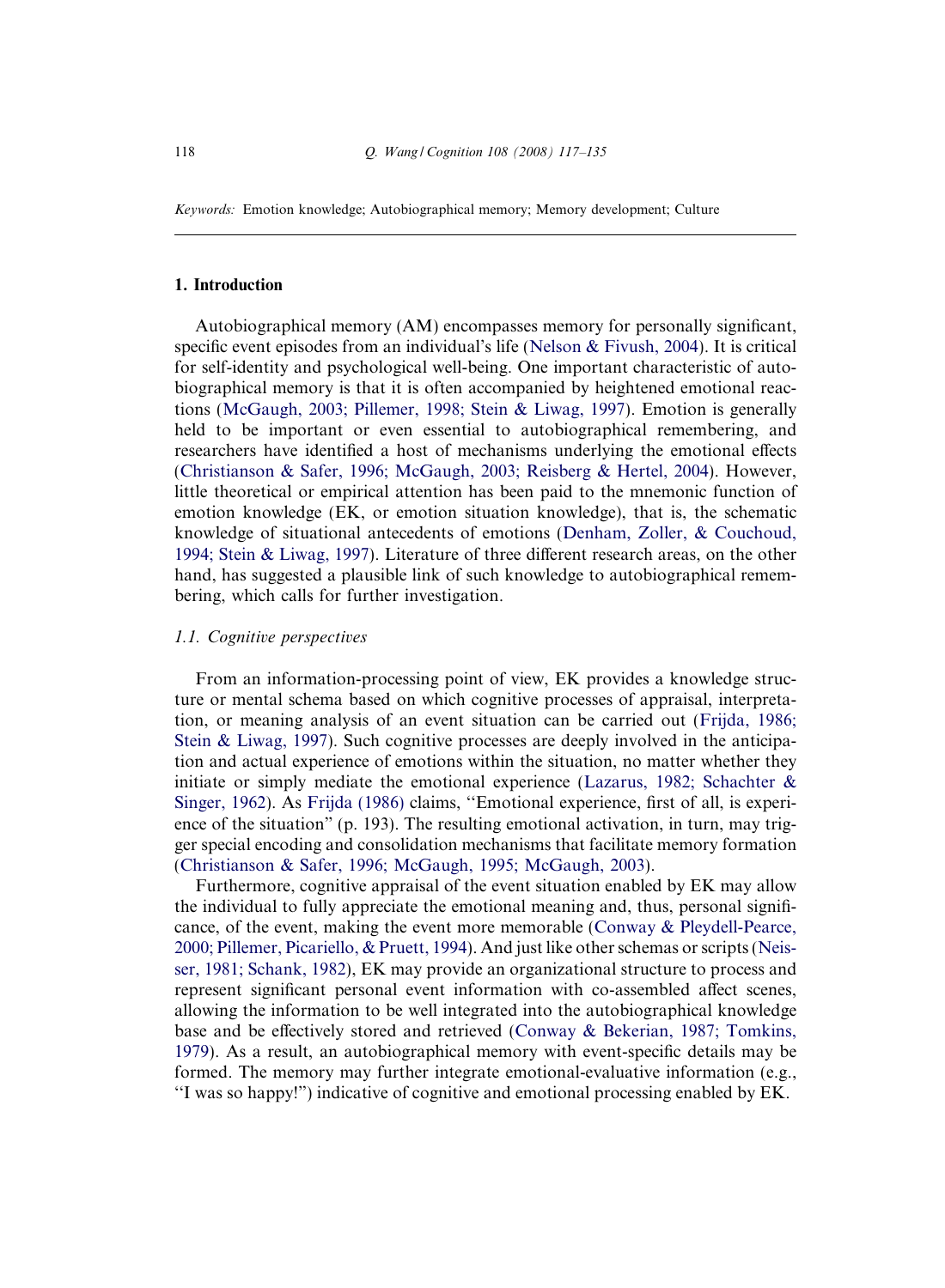*Keywords:* Emotion knowledge; Autobiographical memory; Memory development; Culture

## 1. Introduction

Autobiographical memory (AM) encompasses memory for personally significant, specific event episodes from an individual's life (Nelson & Fivush, 2004). It is critical for self-identity and psychological well-being. One important characteristic of autobiographical memory is that it is often accompanied by heightened emotional reactions (McGaugh, 2003; Pillemer, 1998; Stein & Liwag, 1997). Emotion is generally held to be important or even essential to autobiographical remembering, and researchers have identified a host of mechanisms underlying the emotional effects (Christianson & Safer, 1996; McGaugh, 2003; Reisberg & Hertel, 2004). However, little theoretical or empirical attention has been paid to the mnemonic function of emotion knowledge (EK, or emotion situation knowledge), that is, the schematic knowledge of situational antecedents of emotions (Denham, Zoller, & Couchoud, 1994; Stein & Liwag, 1997). Literature of three different research areas, on the other hand, has suggested a plausible link of such knowledge to autobiographical remembering, which calls for further investigation.

### *1.1. Cognitive perspectives*

From an information-processing point of view, EK provides a knowledge structure or mental schema based on which cognitive processes of appraisal, interpretation, or meaning analysis of an event situation can be carried out (Frijda, 1986; Stein & Liwag, 1997). Such cognitive processes are deeply involved in the anticipation and actual experience of emotions within the situation, no matter whether they initiate or simply mediate the emotional experience (Lazarus, 1982; Schachter & Singer, 1962). As Frijda (1986) claims, "Emotional experience, first of all, is experience of the situation" (p. 193). The resulting emotional activation, in turn, may trigger special encoding and consolidation mechanisms that facilitate memory formation (Christianson & Safer, 1996; McGaugh, 1995; McGaugh, 2003).

Furthermore, cognitive appraisal of the event situation enabled by EK may allow the individual to fully appreciate the emotional meaning and, thus, personal significance, of the event, making the event more memorable (Conway & Pleydell-Pearce, 2000; Pillemer, Picariello, & Pruett, 1994). And just like other schemas or scripts (Neisser, 1981; Schank, 1982), EK may provide an organizational structure to process and represent significant personal event information with co-assembled affect scenes, allowing the information to be well integrated into the autobiographical knowledge base and be effectively stored and retrieved (Conway & Bekerian, 1987; Tomkins, 1979). As a result, an autobiographical memory with event-specific details may be formed. The memory may further integrate emotional-evaluative information (e.g., "I was so happy!") indicative of cognitive and emotional processing enabled by EK.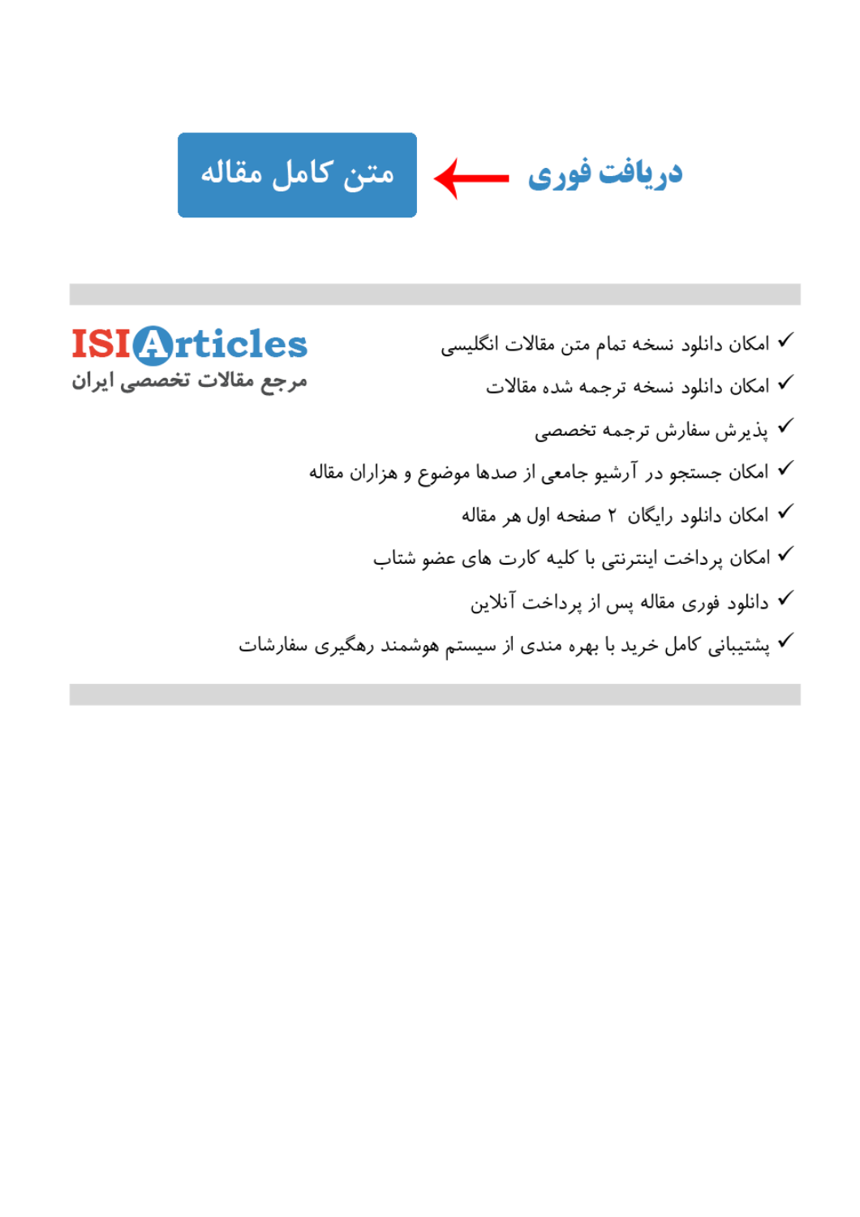دریافت فوری ← **متن کامل مقاله**

**ISIArticles**
مرجع مقالات تخصصی ایران

- ✓ امکان دانلود نسخه تمام متن مقالات انگلیسی
- ✓ امکان دانلود نسخه ترجمه شده مقالات
- ✓ پذیرش سفارش ترجمه تخصصی
- ✓ امکان جستجو در آرشیو جامعی از صدها موضوع و هزاران مقاله
- ✓ امکان دانلود رایگان ۲ صفحه اول هر مقاله
- ✓ امکان پرداخت اینترنتی با کلیه کارت های عضو شتاب
- ✓ دانلود فوری مقاله پس از پرداخت آنلاین
- ✓ پشتیبانی کامل خرید با بهره مندی از سیستم هوشمند رهگیری سفارشات